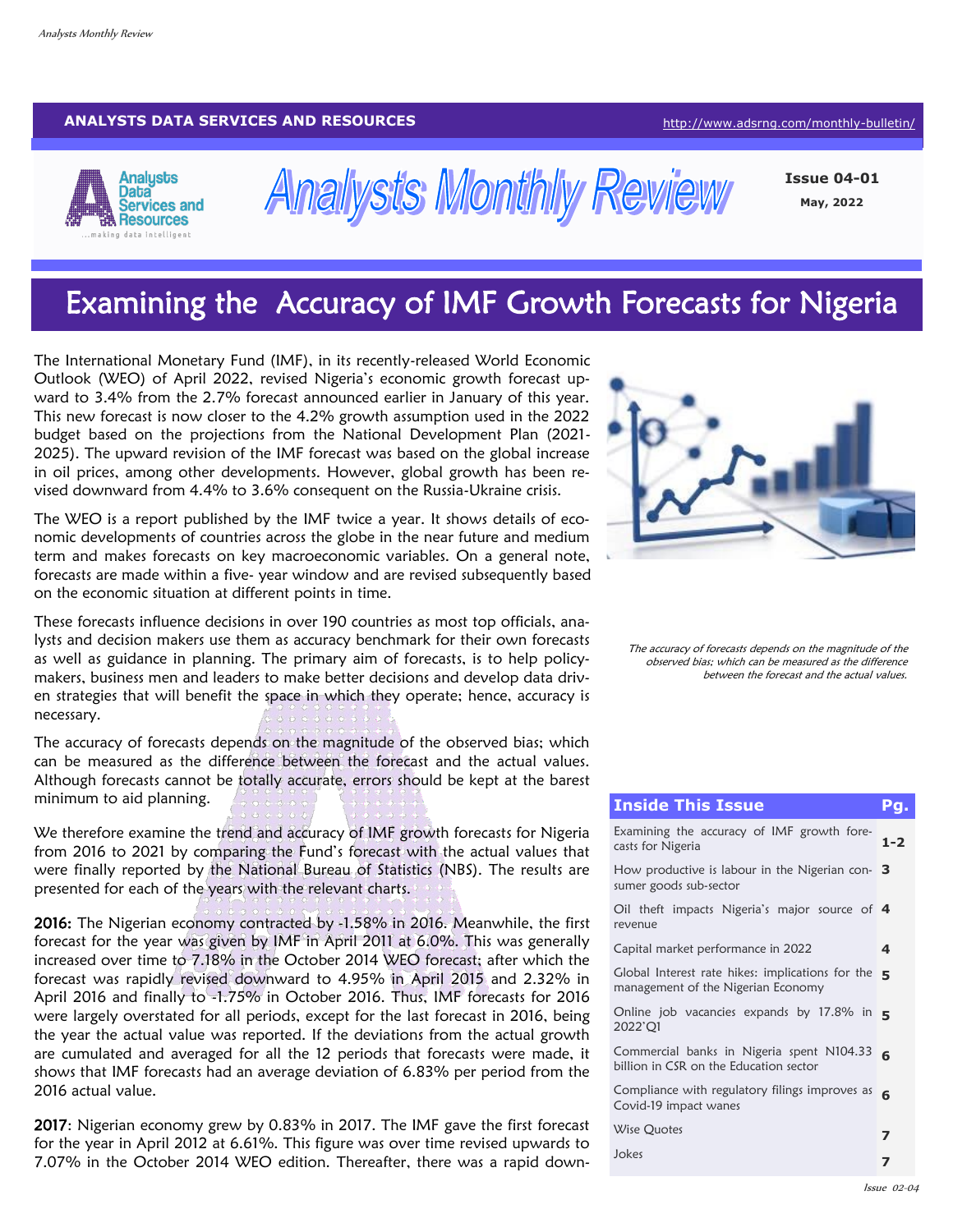ANALYSTS DATA SERVICES AND RESOURCES

http://www.adsrng.com/monthly-bulletin/

# Analysts Monthly Review

**Issue 04-01**

**May, 2022**

# Examining the Accuracy of IMF Growth Forecasts for Nigeria

The International Monetary Fund (IMF), in its recently-released World Economic Outlook (WEO) of April 2022, revised Nigeria's economic growth forecast upward to 3.4% from the 2.7% forecast announced earlier in January of this year. This new forecast is now closer to the 4.2% growth assumption used in the 2022 budget based on the projections from the National Development Plan (2021-2025). The upward revision of the IMF forecast was based on the global increase in oil prices, among other developments. However, global growth has been revised downward from 4.4% to 3.6% consequent on the Russia-Ukraine crisis.

The WEO is a report published by the IMF twice a year. It shows details of economic developments of countries across the globe in the near future and medium term and makes forecasts on key macroeconomic variables. On a general note, forecasts are made within a five- year window and are revised subsequently based on the economic situation at different points in time.

These forecasts influence decisions in over 190 countries as most top officials, analysts and decision makers use them as accuracy benchmark for their own forecasts as well as guidance in planning. The primary aim of forecasts, is to help policymakers, business men and leaders to make better decisions and develop data driven strategies that will benefit the space in which they operate; hence, accuracy is necessary.

The accuracy of forecasts depends on the magnitude of the observed bias; which can be measured as the difference between the forecast and the actual values. Although forecasts cannot be totally accurate, errors should be kept at the barest minimum to aid planning.

We therefore examine the trend and accuracy of IMF growth forecasts for Nigeria from 2016 to 2021 by comparing the Fund's forecast with the actual values that were finally reported by the National Bureau of Statistics (NBS). The results are presented for each of the years with the relevant charts.

**2016:** The Nigerian economy contracted by -1.58% in 2016. Meanwhile, the first forecast for the year was given by IMF in April 2011 at 6.0%. This was generally increased over time to 7.18% in the October 2014 WEO forecast; after which the forecast was rapidly revised downward to 4.95% in April 2015 and 2.32% in April 2016 and finally to -1.75% in October 2016. Thus, IMF forecasts for 2016 were largely overstated for all periods, except for the last forecast in 2016, being the year the actual value was reported. If the deviations from the actual growth are cumulated and averaged for all the 12 periods that forecasts were made, it shows that IMF forecasts had an average deviation of 6.83% per period from the 2016 actual value.

**2017**: Nigerian economy grew by 0.83% in 2017. The IMF gave the first forecast for the year in April 2012 at 6.61%. This figure was over time revised upwards to 7.07% in the October 2014 WEO edition. Thereafter, there was a rapid down-

*The accuracy of forecasts depends on the magnitude of the observed bias; which can be measured as the difference between the forecast and the actual values.*

| Inside This Issue | Pg. |
|---|---|
| Examining the accuracy of IMF growth forecasts for Nigeria | 1-2 |
| How productive is labour in the Nigerian consumer goods sub-sector | 3 |
| Oil theft impacts Nigeria's major source of revenue | 4 |
| Capital market performance in 2022 | 4 |
| Global Interest rate hikes: implications for the management of the Nigerian Economy | 5 |
| Online job vacancies expands by 17.8% in 2022'Q1 | 5 |
| Commercial banks in Nigeria spent N104.33 billion in CSR on the Education sector | 6 |
| Compliance with regulatory filings improves as Covid-19 impact wanes | 6 |
| Wise Quotes | 7 |
| Jokes | 7 |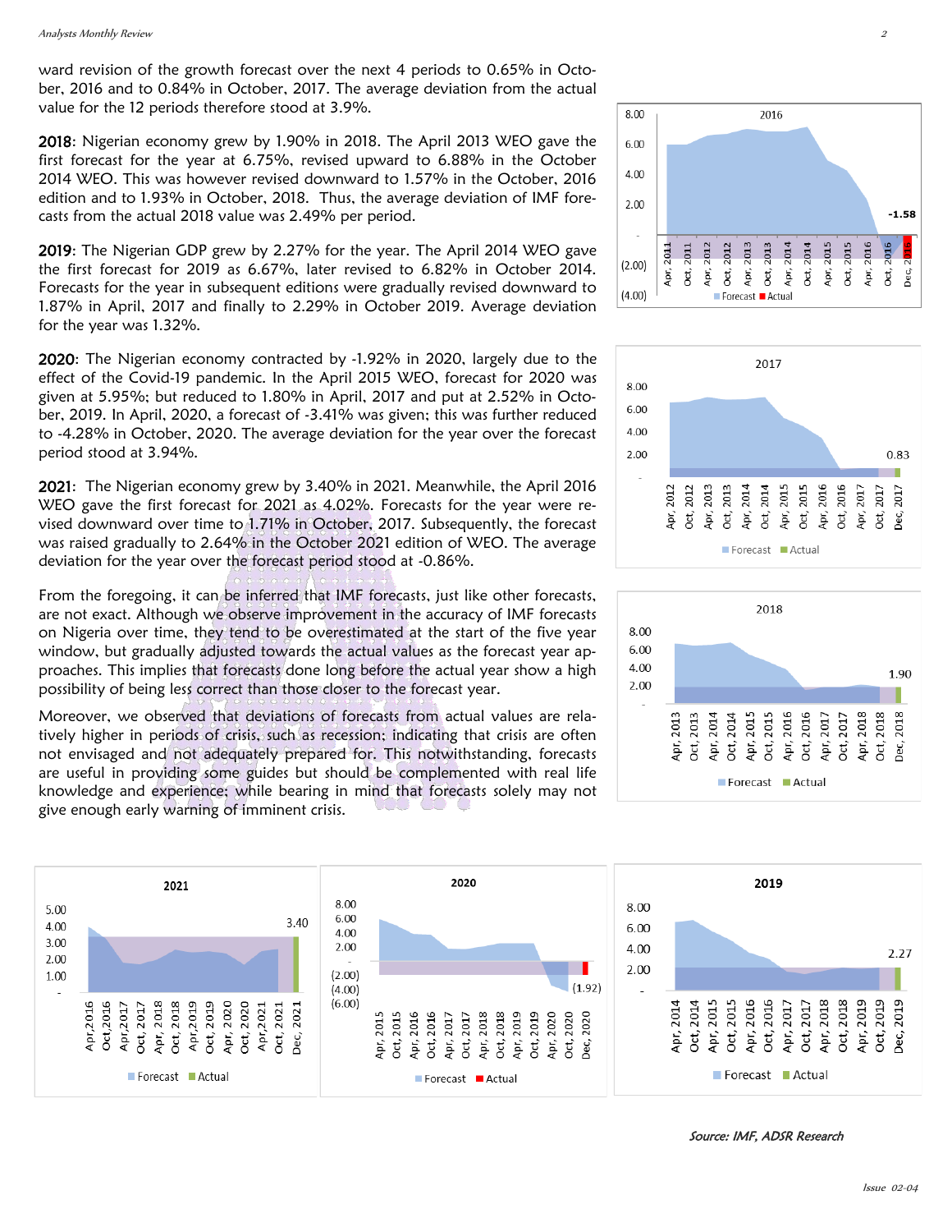ward revision of the growth forecast over the next 4 periods to 0.65% in October, 2016 and to 0.84% in October, 2017. The average deviation from the actual value for the 12 periods therefore stood at 3.9%.

**2018**: Nigerian economy grew by 1.90% in 2018. The April 2013 WEO gave the first forecast for the year at 6.75%, revised upward to 6.88% in the October 2014 WEO. This was however revised downward to 1.57% in the October, 2016 edition and to 1.93% in October, 2018. Thus, the average deviation of IMF forecasts from the actual 2018 value was 2.49% per period.

**2019**: The Nigerian GDP grew by 2.27% for the year. The April 2014 WEO gave the first forecast for 2019 as 6.67%, later revised to 6.82% in October 2014. Forecasts for the year in subsequent editions were gradually revised downward to 1.87% in April, 2017 and finally to 2.29% in October 2019. Average deviation for the year was 1.32%.

**2020**: The Nigerian economy contracted by -1.92% in 2020, largely due to the effect of the Covid-19 pandemic. In the April 2015 WEO, forecast for 2020 was given at 5.95%; but reduced to 1.80% in April, 2017 and put at 2.52% in October, 2019. In April, 2020, a forecast of -3.41% was given; this was further reduced to -4.28% in October, 2020. The average deviation for the year over the forecast period stood at 3.94%.

**2021**: The Nigerian economy grew by 3.40% in 2021. Meanwhile, the April 2016 WEO gave the first forecast for 2021 as 4.02%. Forecasts for the year were revised downward over time to 1.71% in October, 2017. Subsequently, the forecast was raised gradually to 2.64% in the October 2021 edition of WEO. The average deviation for the year over the forecast period stood at -0.86%.

From the foregoing, it can be inferred that IMF forecasts, just like other forecasts, are not exact. Although we observe improvement in the accuracy of IMF forecasts on Nigeria over time, they tend to be overestimated at the start of the five year window, but gradually adjusted towards the actual values as the forecast year approaches. This implies that forecasts done long before the actual year show a high possibility of being less correct than those closer to the forecast year.

Moreover, we observed that deviations of forecasts from actual values are relatively higher in periods of crisis, such as recession; indicating that crisis are often not envisaged and not adequately prepared for. This notwithstanding, forecasts are useful in providing some guides but should be complemented with real life knowledge and experience; while bearing in mind that forecasts solely may not give enough early warning of imminent crisis.

*Source: IMF, ADSR Research*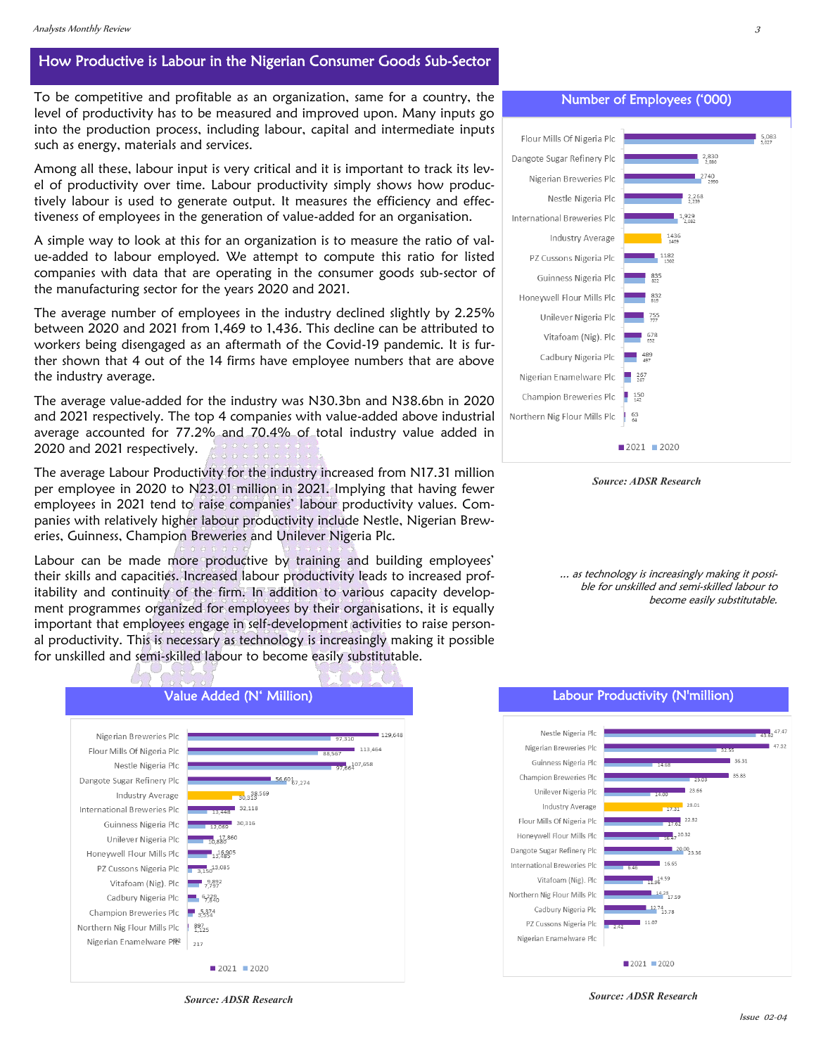## How Productive is Labour in the Nigerian Consumer Goods Sub-Sector

To be competitive and profitable as an organization, same for a country, the level of productivity has to be measured and improved upon. Many inputs go into the production process, including labour, capital and intermediate inputs such as energy, materials and services.

Among all these, labour input is very critical and it is important to track its level of productivity over time. Labour productivity simply shows how productively labour is used to generate output. It measures the efficiency and effectiveness of employees in the generation of value-added for an organisation.

A simple way to look at this for an organization is to measure the ratio of value-added to labour employed. We attempt to compute this ratio for listed companies with data that are operating in the consumer goods sub-sector of the manufacturing sector for the years 2020 and 2021.

The average number of employees in the industry declined slightly by 2.25% between 2020 and 2021 from 1,469 to 1,436. This decline can be attributed to workers being disengaged as an aftermath of the Covid-19 pandemic. It is further shown that 4 out of the 14 firms have employee numbers that are above the industry average.

The average value-added for the industry was N30.3bn and N38.6bn in 2020 and 2021 respectively. The top 4 companies with value-added above industrial average accounted for 77.2% and 70.4% of total industry value added in 2020 and 2021 respectively.

The average Labour Productivity for the industry increased from N17.31 million per employee in 2020 to N23.01 million in 2021. Implying that having fewer employees in 2021 tend to raise companies' labour productivity values. Companies with relatively higher labour productivity include Nestle, Nigerian Breweries, Guinness, Champion Breweries and Unilever Nigeria Plc.

Labour can be made more productive by training and building employees' their skills and capacities. Increased labour productivity leads to increased profitability and continuity of the firm. In addition to various capacity development programmes organized for employees by their organisations, it is equally important that employees engage in self-development activities to raise personal productivity. This is necessary as technology is increasingly making it possible for unskilled and semi-skilled labour to become easily substitutable.

### Number of Employees ('000)

| Company | 2021 | 2020 |
|---|---|---|
| Flour Mills Of Nigeria Plc | 5,083 | 5,027 |
| Dangote Sugar Refinery Plc | 2,830 | 2,880 |
| Nigerian Breweries Plc | 2740 | 2990 |
| Nestle Nigeria Plc | 2,268 | 2,339 |
| International Breweries Plc | 1,929 | 2,082 |
| Industry Average | 1436 | 1469 |
| PZ Cussons Nigeria Plc | 1182 | 1302 |
| Guinness Nigeria Plc | 835 | 822 |
| Honeywell Flour Mills Plc | 832 | 819 |
| Unilever Nigeria Plc | 755 | 777 |
| Vitafoam (Nig). Plc | 678 | 652 |
| Cadbury Nigeria Plc | 489 | 487 |
| Nigerian Enamelware Plc | 267 | 267 |
| Champion Breweries Plc | 150 | 142 |
| Northern Nig Flour Mills Plc | 63 | 64 |

*Source: ADSR Research*

*... as technology is increasingly making it possible for unskilled and semi-skilled labour to become easily substitutable.*

### Value Added (N' Million)

| Company | 2021 | 2020 |
|---|---|---|
| Nigerian Breweries Plc | 129,648 | 97,310 |
| Flour Mills Of Nigeria Plc | 113,464 | 88,567 |
| Nestle Nigeria Plc | 107,658 | 97,864 |
| Dangote Sugar Refinery Plc | 56,601 | 67,274 |
| Industry Average | 38,569 | 30,313 |
| International Breweries Plc | 32,118 | 13,448 |
| Guinness Nigeria Plc | 30,316 | 12,069 |
| Unilever Nigeria Plc | 17,860 | 10,880 |
| Honeywell Flour Mills Plc | 16,905 | 13,485 |
| PZ Cussons Nigeria Plc | 13,085 | 3,150 |
| Vitafoam (Nig). Plc | 9,892 | 7,797 |
| Cadbury Nigeria Plc | 6,229 | 7,690 |
| Champion Breweries Plc | 5,374 | 3,554 |
| Northern Nig Flour Mills Plc | 897 | 1,125 |
| Nigerian Enamelware Plc | 182 | 217 |

*Source: ADSR Research*

### Labour Productivity (N'million)

| Company | 2021 | 2020 |
|---|---|---|
| Nestle Nigeria Plc | 47.47 | 43.82 |
| Nigerian Breweries Plc | 47.32 | 32.55 |
| Guinness Nigeria Plc | 36.31 | 14.68 |
| Champion Breweries Plc | 35.83 | 25.03 |
| Unilever Nigeria Plc | 23.66 | 14.00 |
| Industry Average | 23.01 | 17.31 |
| Flour Mills Of Nigeria Plc | 22.32 | 17.62 |
| Honeywell Flour Mills Plc | 20.32 | 16.47 |
| Dangote Sugar Refinery Plc | 20.00 | 23.36 |
| International Breweries Plc | 16.65 | 6.46 |
| Vitafoam (Nig). Plc | 14.59 | 11.96 |
| Northern Nig Flour Mills Plc | 14.23 | 17.59 |
| Cadbury Nigeria Plc | 12.74 | 15.78 |
| PZ Cussons Nigeria Plc | 11.07 | 2.42 |
| Nigerian Enamelware Plc | | |

*Source: ADSR Research*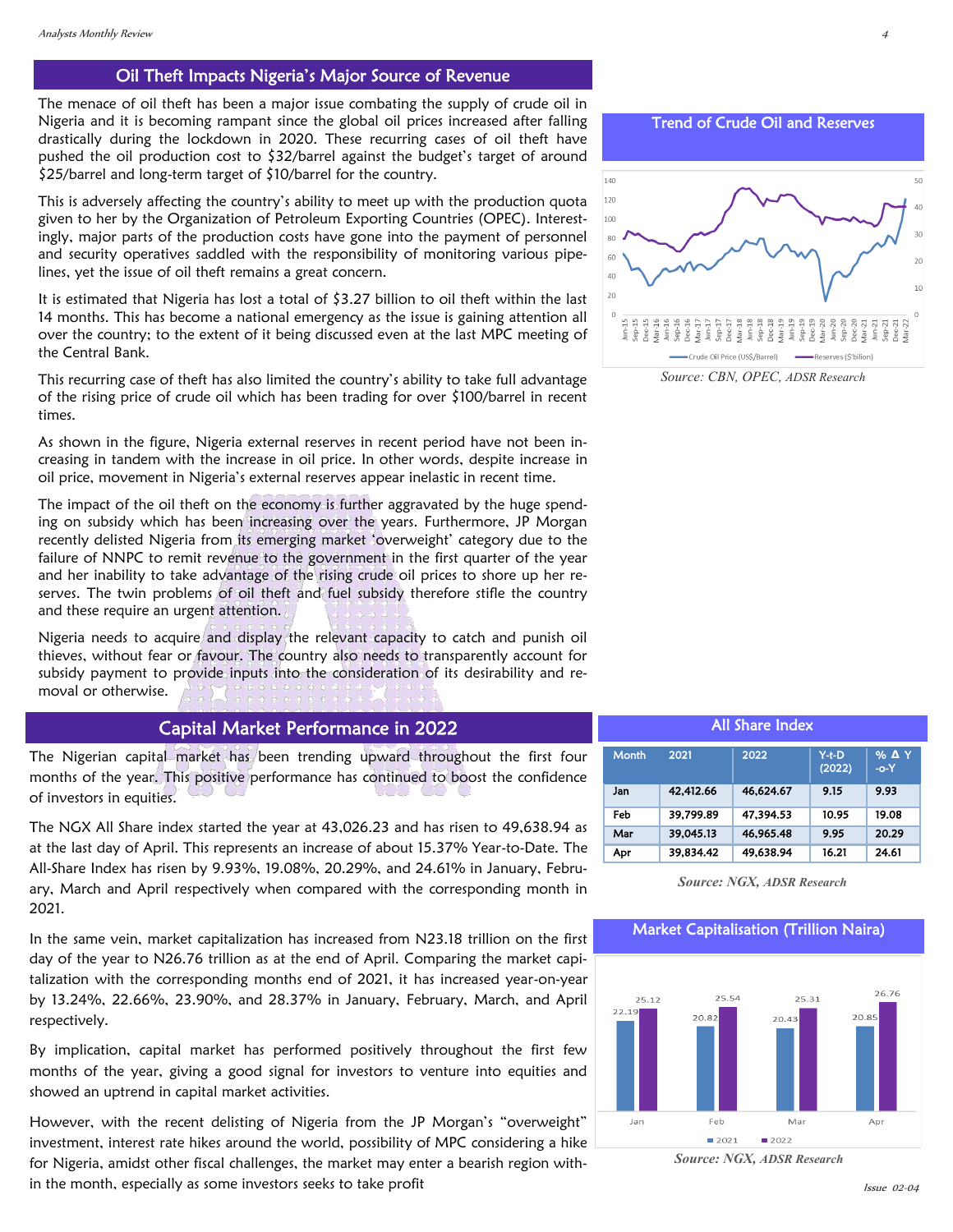## Oil Theft Impacts Nigeria's Major Source of Revenue

The menace of oil theft has been a major issue combating the supply of crude oil in Nigeria and it is becoming rampant since the global oil prices increased after falling drastically during the lockdown in 2020. These recurring cases of oil theft have pushed the oil production cost to $32/barrel against the budget's target of around $25/barrel and long-term target of $10/barrel for the country.

This is adversely affecting the country's ability to meet up with the production quota given to her by the Organization of Petroleum Exporting Countries (OPEC). Interestingly, major parts of the production costs have gone into the payment of personnel and security operatives saddled with the responsibility of monitoring various pipelines, yet the issue of oil theft remains a great concern.

It is estimated that Nigeria has lost a total of $3.27 billion to oil theft within the last 14 months. This has become a national emergency as the issue is gaining attention all over the country; to the extent of it being discussed even at the last MPC meeting of the Central Bank.

This recurring case of theft has also limited the country's ability to take full advantage of the rising price of crude oil which has been trading for over $100/barrel in recent times.

As shown in the figure, Nigeria external reserves in recent period have not been increasing in tandem with the increase in oil price. In other words, despite increase in oil price, movement in Nigeria's external reserves appear inelastic in recent time.

The impact of the oil theft on the economy is further aggravated by the huge spending on subsidy which has been increasing over the years. Furthermore, JP Morgan recently delisted Nigeria from its emerging market 'overweight' category due to the failure of NNPC to remit revenue to the government in the first quarter of the year and her inability to take advantage of the rising crude oil prices to shore up her reserves. The twin problems of oil theft and fuel subsidy therefore stifle the country and these require an urgent attention.

Nigeria needs to acquire and display the relevant capacity to catch and punish oil thieves, without fear or favour. The country also needs to transparently account for subsidy payment to provide inputs into the consideration of its desirability and removal or otherwise.

### Trend of Crude Oil and Reserves

*Source: CBN, OPEC, ADSR Research*

## Capital Market Performance in 2022

The Nigerian capital market has been trending upward throughout the first four months of the year. This positive performance has continued to boost the confidence of investors in equities.

The NGX All Share index started the year at 43,026.23 and has risen to 49,638.94 as at the last day of April. This represents an increase of about 15.37% Year-to-Date. The All-Share Index has risen by 9.93%, 19.08%, 20.29%, and 24.61% in January, February, March and April respectively when compared with the corresponding month in 2021.

In the same vein, market capitalization has increased from N23.18 trillion on the first day of the year to N26.76 trillion as at the end of April. Comparing the market capitalization with the corresponding months end of 2021, it has increased year-on-year by 13.24%, 22.66%, 23.90%, and 28.37% in January, February, March, and April respectively.

By implication, capital market has performed positively throughout the first few months of the year, giving a good signal for investors to venture into equities and showed an uptrend in capital market activities.

However, with the recent delisting of Nigeria from the JP Morgan's "overweight" investment, interest rate hikes around the world, possibility of MPC considering a hike for Nigeria, amidst other fiscal challenges, the market may enter a bearish region within the month, especially as some investors seeks to take profit

### All Share Index

| Month | 2021 | 2022 | Y-t-D (2022) | % Δ Y-o-Y |
|---|---|---|---|---|
| Jan | 42,412.66 | 46,624.67 | 9.15 | 9.93 |
| Feb | 39,799.89 | 47,394.53 | 10.95 | 19.08 |
| Mar | 39,045.13 | 46,965.48 | 9.95 | 20.29 |
| Apr | 39,834.42 | 49,638.94 | 16.21 | 24.61 |

*Source: NGX, ADSR Research*

### Market Capitalisation (Trillion Naira)

| Month | 2021 | 2022 |
|---|---|---|
| Jan | 22.19 | 25.12 |
| Feb | 20.82 | 25.54 |
| Mar | 20.43 | 25.31 |
| Apr | 20.85 | 26.76 |

*Source: NGX, ADSR Research*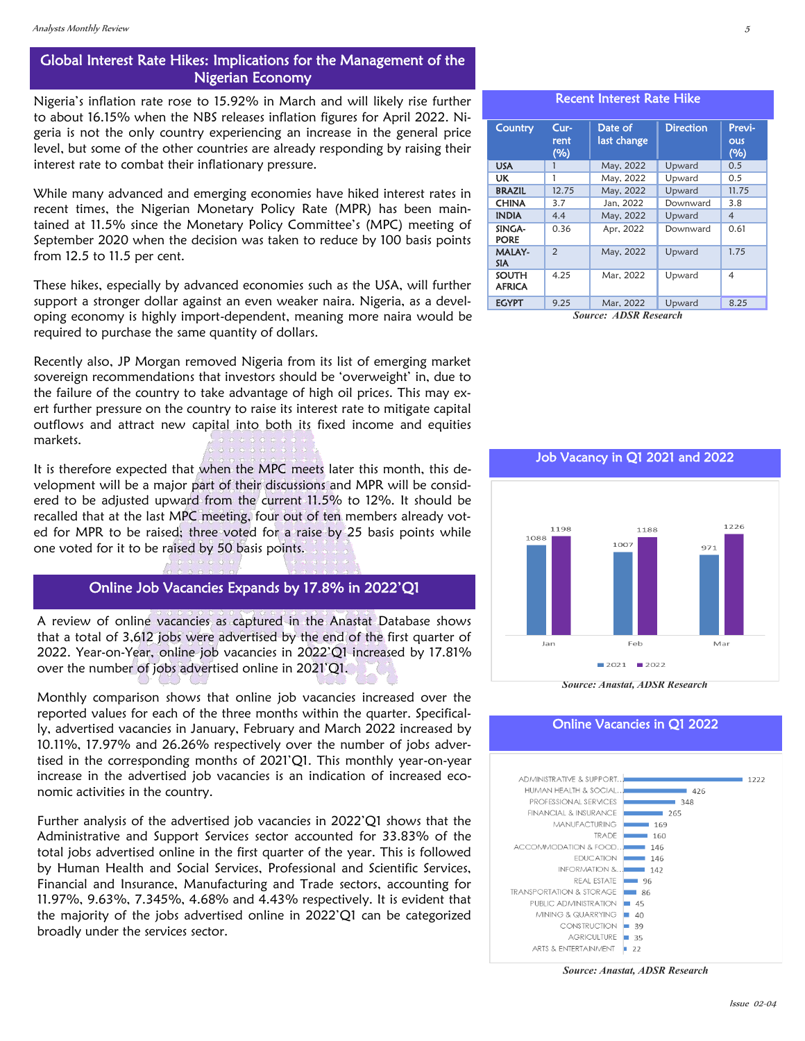## Global Interest Rate Hikes: Implications for the Management of the Nigerian Economy

Nigeria's inflation rate rose to 15.92% in March and will likely rise further to about 16.15% when the NBS releases inflation figures for April 2022. Nigeria is not the only country experiencing an increase in the general price level, but some of the other countries are already responding by raising their interest rate to combat their inflationary pressure.

While many advanced and emerging economies have hiked interest rates in recent times, the Nigerian Monetary Policy Rate (MPR) has been maintained at 11.5% since the Monetary Policy Committee's (MPC) meeting of September 2020 when the decision was taken to reduce by 100 basis points from 12.5 to 11.5 per cent.

These hikes, especially by advanced economies such as the USA, will further support a stronger dollar against an even weaker naira. Nigeria, as a developing economy is highly import-dependent, meaning more naira would be required to purchase the same quantity of dollars.

Recently also, JP Morgan removed Nigeria from its list of emerging market sovereign recommendations that investors should be 'overweight' in, due to the failure of the country to take advantage of high oil prices. This may exert further pressure on the country to raise its interest rate to mitigate capital outflows and attract new capital into both its fixed income and equities markets.

It is therefore expected that when the MPC meets later this month, this development will be a major part of their discussions and MPR will be considered to be adjusted upward from the current 11.5% to 12%. It should be recalled that at the last MPC meeting, four out of ten members already voted for MPR to be raised; three voted for a raise by 25 basis points while one voted for it to be raised by 50 basis points.

### Recent Interest Rate Hike

| Country | Current (%) | Date of last change | Direction | Previous (%) |
|---|---|---|---|---|
| USA | 1 | May, 2022 | Upward | 0.5 |
| UK | 1 | May, 2022 | Upward | 0.5 |
| BRAZIL | 12.75 | May, 2022 | Upward | 11.75 |
| CHINA | 3.7 | Jan, 2022 | Downward | 3.8 |
| INDIA | 4.4 | May, 2022 | Upward | 4 |
| SINGAPORE | 0.36 | Apr, 2022 | Downward | 0.61 |
| MALAYSIA | 2 | May, 2022 | Upward | 1.75 |
| SOUTH AFRICA | 4.25 | Mar, 2022 | Upward | 4 |
| EGYPT | 9.25 | Mar, 2022 | Upward | 8.25 |

*Source: ADSR Research*

## Online Job Vacancies Expands by 17.8% in 2022'Q1

A review of online vacancies as captured in the Anastat Database shows that a total of 3,612 jobs were advertised by the end of the first quarter of 2022. Year-on-Year, online job vacancies in 2022'Q1 increased by 17.81% over the number of jobs advertised online in 2021'Q1.

Monthly comparison shows that online job vacancies increased over the reported values for each of the three months within the quarter. Specifically, advertised vacancies in January, February and March 2022 increased by 10.11%, 17.97% and 26.26% respectively over the number of jobs advertised in the corresponding months of 2021'Q1. This monthly year-on-year increase in the advertised job vacancies is an indication of increased economic activities in the country.

Further analysis of the advertised job vacancies in 2022'Q1 shows that the Administrative and Support Services sector accounted for 33.83% of the total jobs advertised online in the first quarter of the year. This is followed by Human Health and Social Services, Professional and Scientific Services, Financial and Insurance, Manufacturing and Trade sectors, accounting for 11.97%, 9.63%, 7.345%, 4.68% and 4.43% respectively. It is evident that the majority of the jobs advertised online in 2022'Q1 can be categorized broadly under the services sector.

### Job Vacancy in Q1 2021 and 2022

| Month | 2021 | 2022 |
|---|---|---|
| Jan | 1088 | 1198 |
| Feb | 1007 | 1188 |
| Mar | 971 | 1226 |

*Source: Anastat, ADSR Research*

### Online Vacancies in Q1 2022

| Sector | Vacancies |
|---|---|
| ADMINISTRATIVE & SUPPORT... | 1222 |
| HUMAN HEALTH & SOCIAL... | 426 |
| PROFESSIONAL SERVICES | 348 |
| FINANCIAL & INSURANCE | 265 |
| MANUFACTURING | 169 |
| TRADE | 160 |
| ACCOMMODATION & FOOD... | 146 |
| EDUCATION | 146 |
| INFORMATION &... | 142 |
| REAL ESTATE | 96 |
| TRANSPORTATION & STORAGE | 86 |
| PUBLIC ADMINISTRATION | 45 |
| MINING & QUARRYING | 40 |
| CONSTRUCTION | 39 |
| AGRICULTURE | 35 |
| ARTS & ENTERTAINMENT | 22 |

*Source: Anastat, ADSR Research*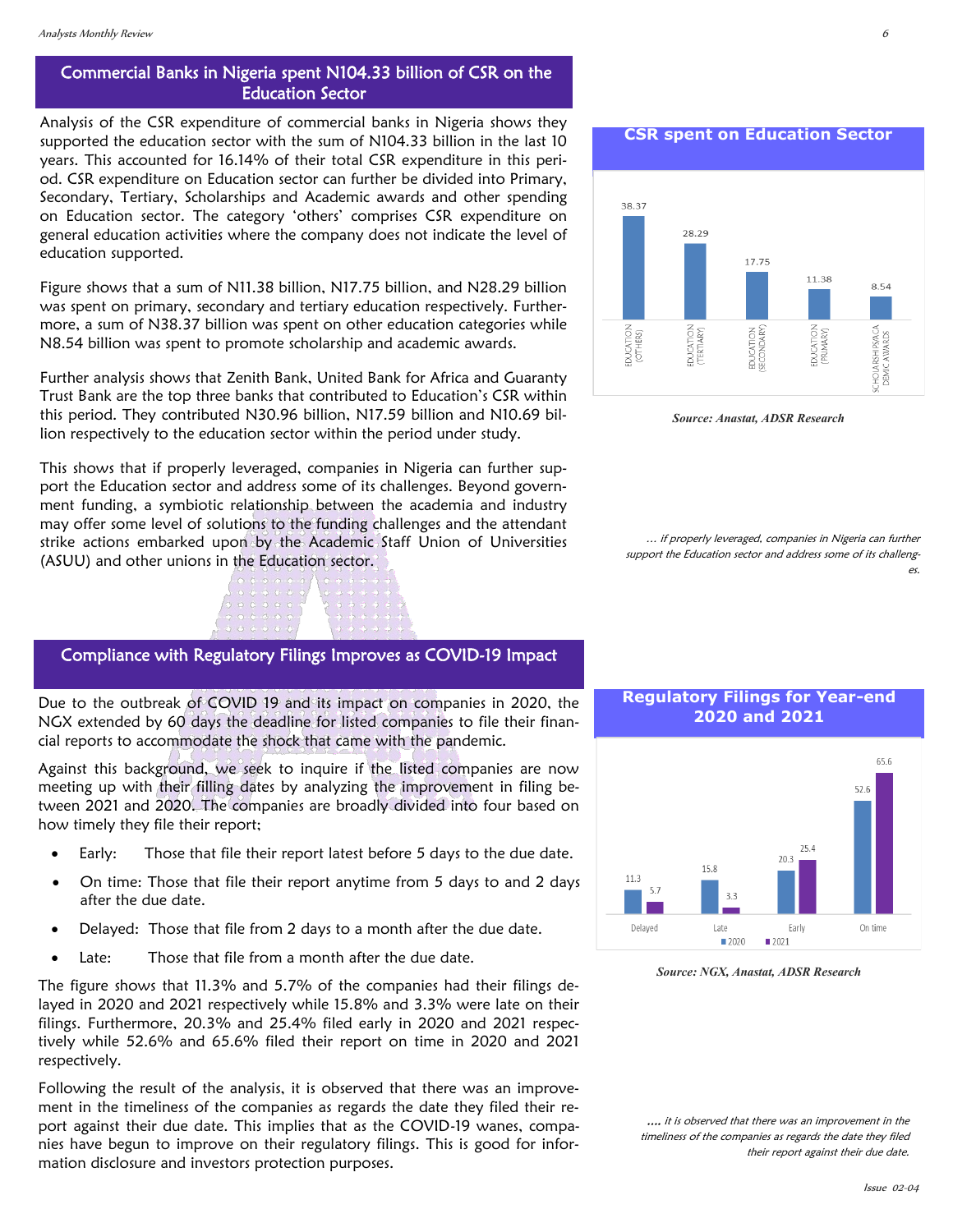## Commercial Banks in Nigeria spent N104.33 billion of CSR on the Education Sector

Analysis of the CSR expenditure of commercial banks in Nigeria shows they supported the education sector with the sum of N104.33 billion in the last 10 years. This accounted for 16.14% of their total CSR expenditure in this period. CSR expenditure on Education sector can further be divided into Primary, Secondary, Tertiary, Scholarships and Academic awards and other spending on Education sector. The category 'others' comprises CSR expenditure on general education activities where the company does not indicate the level of education supported.

Figure shows that a sum of N11.38 billion, N17.75 billion, and N28.29 billion was spent on primary, secondary and tertiary education respectively. Furthermore, a sum of N38.37 billion was spent on other education categories while N8.54 billion was spent to promote scholarship and academic awards.

Further analysis shows that Zenith Bank, United Bank for Africa and Guaranty Trust Bank are the top three banks that contributed to Education's CSR within this period. They contributed N30.96 billion, N17.59 billion and N10.69 billion respectively to the education sector within the period under study.

This shows that if properly leveraged, companies in Nigeria can further support the Education sector and address some of its challenges. Beyond government funding, a symbiotic relationship between the academia and industry may offer some level of solutions to the funding challenges and the attendant strike actions embarked upon by the Academic Staff Union of Universities (ASUU) and other unions in the Education sector.

**CSR spent on Education Sector**

| Category | Amount |
|---|---|
| EDUCATION (OTHERS) | 38.37 |
| EDUCATION (TERTIARY) | 28.29 |
| EDUCATION (SECONDARY) | 17.75 |
| EDUCATION (PRIMARY) | 11.38 |
| SCHOLARSHIPS/ACADEMIC AWARDS | 8.54 |

*Source: Anastat, ADSR Research*

*... if properly leveraged, companies in Nigeria can further support the Education sector and address some of its challenges.*

## Compliance with Regulatory Filings Improves as COVID-19 Impact

Due to the outbreak of COVID 19 and its impact on companies in 2020, the NGX extended by 60 days the deadline for listed companies to file their financial reports to accommodate the shock that came with the pandemic.

Against this background, we seek to inquire if the listed companies are now meeting up with their filling dates by analyzing the improvement in filing between 2021 and 2020. The companies are broadly divided into four based on how timely they file their report;

- Early: Those that file their report latest before 5 days to the due date.
- On time: Those that file their report anytime from 5 days to and 2 days after the due date.
- Delayed: Those that file from 2 days to a month after the due date.
- Late: Those that file from a month after the due date.

The figure shows that 11.3% and 5.7% of the companies had their filings delayed in 2020 and 2021 respectively while 15.8% and 3.3% were late on their filings. Furthermore, 20.3% and 25.4% filed early in 2020 and 2021 respectively while 52.6% and 65.6% filed their report on time in 2020 and 2021 respectively.

Following the result of the analysis, it is observed that there was an improvement in the timeliness of the companies as regards the date they filed their report against their due date. This implies that as the COVID-19 wanes, companies have begun to improve on their regulatory filings. This is good for information disclosure and investors protection purposes.

**Regulatory Filings for Year-end 2020 and 2021**

| | 2020 | 2021 |
|---|---|---|
| Delayed | 11.3 | 5.7 |
| Late | 15.8 | 3.3 |
| Early | 20.3 | 25.4 |
| On time | 52.6 | 65.6 |

*Source: NGX, Anastat, ADSR Research*

*.... it is observed that there was an improvement in the timeliness of the companies as regards the date they filed their report against their due date.*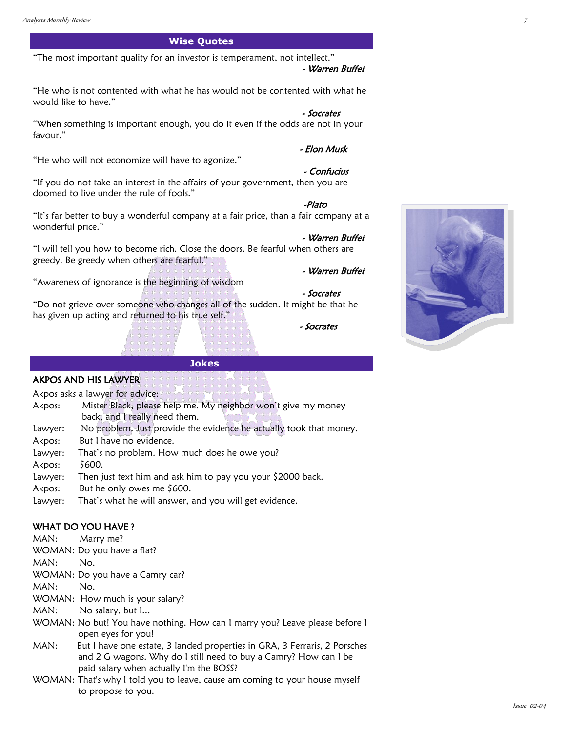## Wise Quotes

"The most important quality for an investor is temperament, not intellect."

*- Warren Buffet*

"He who is not contented with what he has would not be contented with what he would like to have."

*- Socrates*

"When something is important enough, you do it even if the odds are not in your favour."

*- Elon Musk*

"He who will not economize will have to agonize."

*- Confucius*

"If you do not take an interest in the affairs of your government, then you are doomed to live under the rule of fools."

*-Plato*

"It's far better to buy a wonderful company at a fair price, than a fair company at a wonderful price."

*- Warren Buffet*

"I will tell you how to become rich. Close the doors. Be fearful when others are greedy. Be greedy when others are fearful."

*- Warren Buffet*

"Awareness of ignorance is the beginning of wisdom

*- Socrates*

"Do not grieve over someone who changes all of the sudden. It might be that he has given up acting and returned to his true self."

*- Socrates*

## Jokes

### AKPOS AND HIS LAWYER

Akpos asks a lawyer for advice:

Akpos: Mister Black, please help me. My neighbor won't give my money back, and I really need them.

Lawyer: No problem. Just provide the evidence he actually took that money.

Akpos: But I have no evidence.

Lawyer: That's no problem. How much does he owe you?

Akpos: $600.

Lawyer: Then just text him and ask him to pay you your $2000 back.

Akpos: But he only owes me $600.

Lawyer: That's what he will answer, and you will get evidence.

### WHAT DO YOU HAVE ?

MAN: Marry me?

WOMAN: Do you have a flat?

MAN: No.

WOMAN: Do you have a Camry car?

MAN: No.

WOMAN: How much is your salary?

MAN: No salary, but I...

WOMAN: No but! You have nothing. How can I marry you? Leave please before I open eyes for you!

MAN: But I have one estate, 3 landed properties in GRA, 3 Ferraris, 2 Porsches and 2 G wagons. Why do I still need to buy a Camry? How can I be paid salary when actually I'm the BOSS?

WOMAN: That's why I told you to leave, cause am coming to your house myself to propose to you.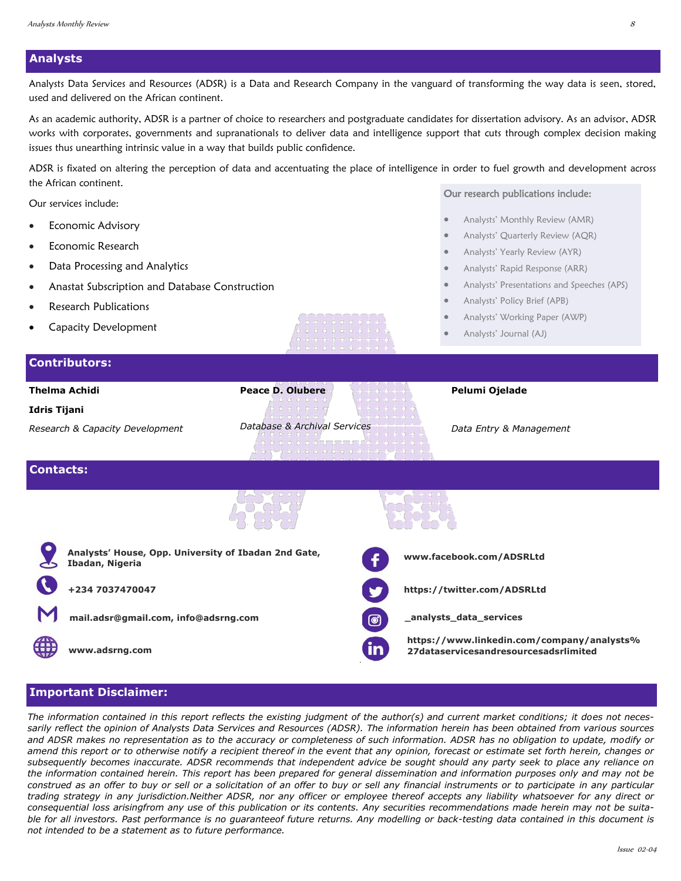## Analysts

Analysts Data Services and Resources (ADSR) is a Data and Research Company in the vanguard of transforming the way data is seen, stored, used and delivered on the African continent.

As an academic authority, ADSR is a partner of choice to researchers and postgraduate candidates for dissertation advisory. As an advisor, ADSR works with corporates, governments and supranationals to deliver data and intelligence support that cuts through complex decision making issues thus unearthing intrinsic value in a way that builds public confidence.

ADSR is fixated on altering the perception of data and accentuating the place of intelligence in order to fuel growth and development across the African continent.

Our services include:

- Economic Advisory
- Economic Research
- Data Processing and Analytics
- Anastat Subscription and Database Construction
- Research Publications
- Capacity Development

Our research publications include:

- Analysts' Monthly Review (AMR)
- Analysts' Quarterly Review (AQR)
- Analysts' Yearly Review (AYR)
- Analysts' Rapid Response (ARR)
- Analysts' Presentations and Speeches (APS)
- Analysts' Policy Brief (APB)
- Analysts' Working Paper (AWP)
- Analysts' Journal (AJ)

## Contributors:

**Thelma Achidi**
**Idris Tijani**
*Research & Capacity Development*

**Peace D. Olubere**
*Database & Archival Services*

**Pelumi Ojelade**
*Data Entry & Management*

## Contacts:

**Analysts' House, Opp. University of Ibadan 2nd Gate, Ibadan, Nigeria**

**+234 7037470047**

**mail.adsr@gmail.com, info@adsrng.com**

**www.adsrng.com**

**www.facebook.com/ADSRLtd**

**https://twitter.com/ADSRLtd**

**_analysts_data_services**

**https://www.linkedin.com/company/analysts%27dataservicesandresourcesadsrlimited**

## Important Disclaimer:

*The information contained in this report reflects the existing judgment of the author(s) and current market conditions; it does not necessarily reflect the opinion of Analysts Data Services and Resources (ADSR). The information herein has been obtained from various sources and ADSR makes no representation as to the accuracy or completeness of such information. ADSR has no obligation to update, modify or amend this report or to otherwise notify a recipient thereof in the event that any opinion, forecast or estimate set forth herein, changes or subsequently becomes inaccurate. ADSR recommends that independent advice be sought should any party seek to place any reliance on the information contained herein. This report has been prepared for general dissemination and information purposes only and may not be construed as an offer to buy or sell or a solicitation of an offer to buy or sell any financial instruments or to participate in any particular trading strategy in any jurisdiction.Neither ADSR, nor any officer or employee thereof accepts any liability whatsoever for any direct or consequential loss arisingfrom any use of this publication or its contents. Any securities recommendations made herein may not be suitable for all investors. Past performance is no guaranteeof future returns. Any modelling or back-testing data contained in this document is not intended to be a statement as to future performance.*